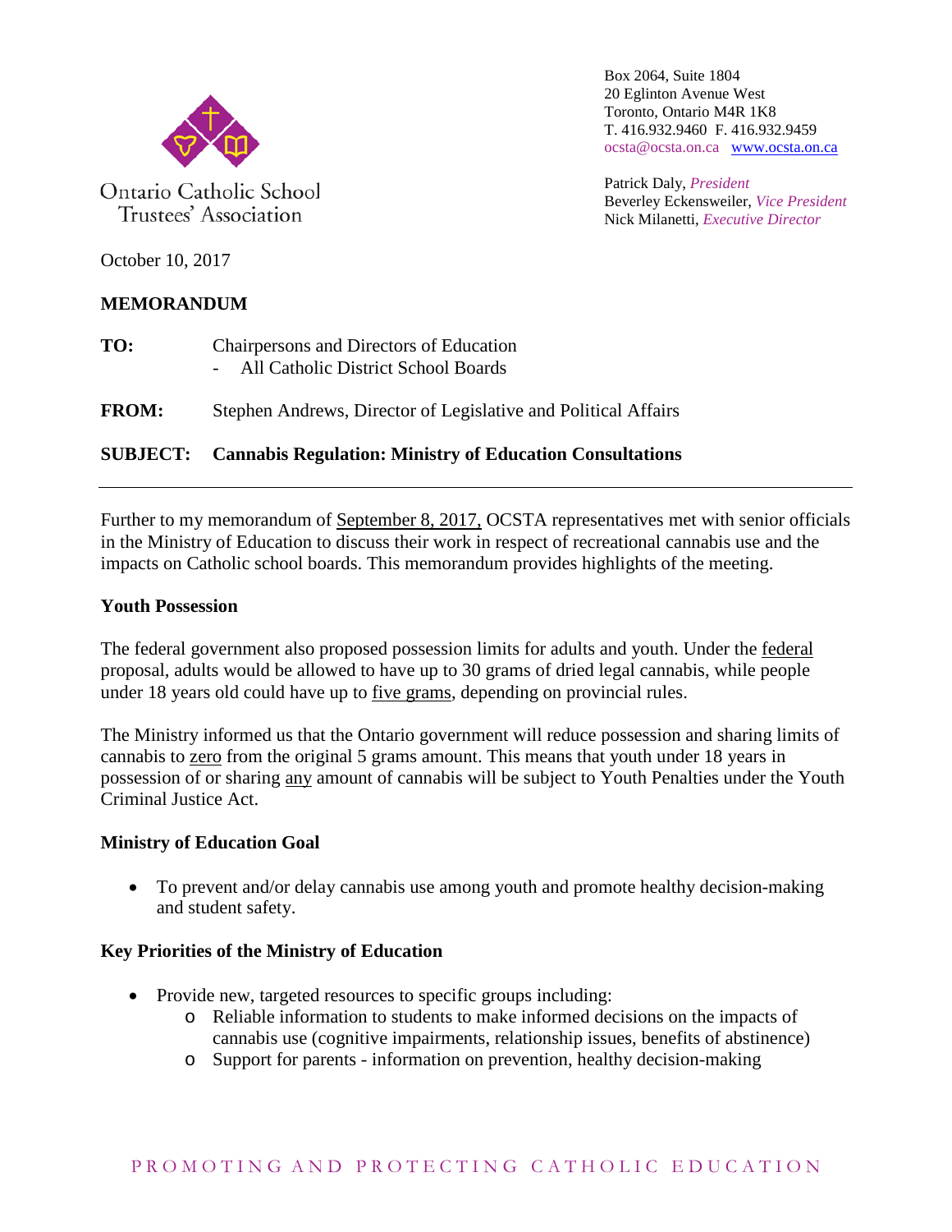Ontario Catholic School Trustees' Association

Box 2064, Suite 1804
20 Eglinton Avenue West
Toronto, Ontario M4R 1K8
T. 416.932.9460 F. 416.932.9459
ocsta@ocsta.on.ca www.ocsta.on.ca

Patrick Daly, *President*
Beverley Eckensweiler, *Vice President*
Nick Milanetti, *Executive Director*

October 10, 2017

**MEMORANDUM**

**TO:** Chairpersons and Directors of Education
- All Catholic District School Boards

**FROM:** Stephen Andrews, Director of Legislative and Political Affairs

**SUBJECT: Cannabis Regulation: Ministry of Education Consultations**

---

Further to my memorandum of September 8, 2017, OCSTA representatives met with senior officials in the Ministry of Education to discuss their work in respect of recreational cannabis use and the impacts on Catholic school boards. This memorandum provides highlights of the meeting.

**Youth Possession**

The federal government also proposed possession limits for adults and youth. Under the federal proposal, adults would be allowed to have up to 30 grams of dried legal cannabis, while people under 18 years old could have up to five grams, depending on provincial rules.

The Ministry informed us that the Ontario government will reduce possession and sharing limits of cannabis to zero from the original 5 grams amount. This means that youth under 18 years in possession of or sharing any amount of cannabis will be subject to Youth Penalties under the Youth Criminal Justice Act.

**Ministry of Education Goal**

- To prevent and/or delay cannabis use among youth and promote healthy decision-making and student safety.

**Key Priorities of the Ministry of Education**

- Provide new, targeted resources to specific groups including:
  - Reliable information to students to make informed decisions on the impacts of cannabis use (cognitive impairments, relationship issues, benefits of abstinence)
  - Support for parents - information on prevention, healthy decision-making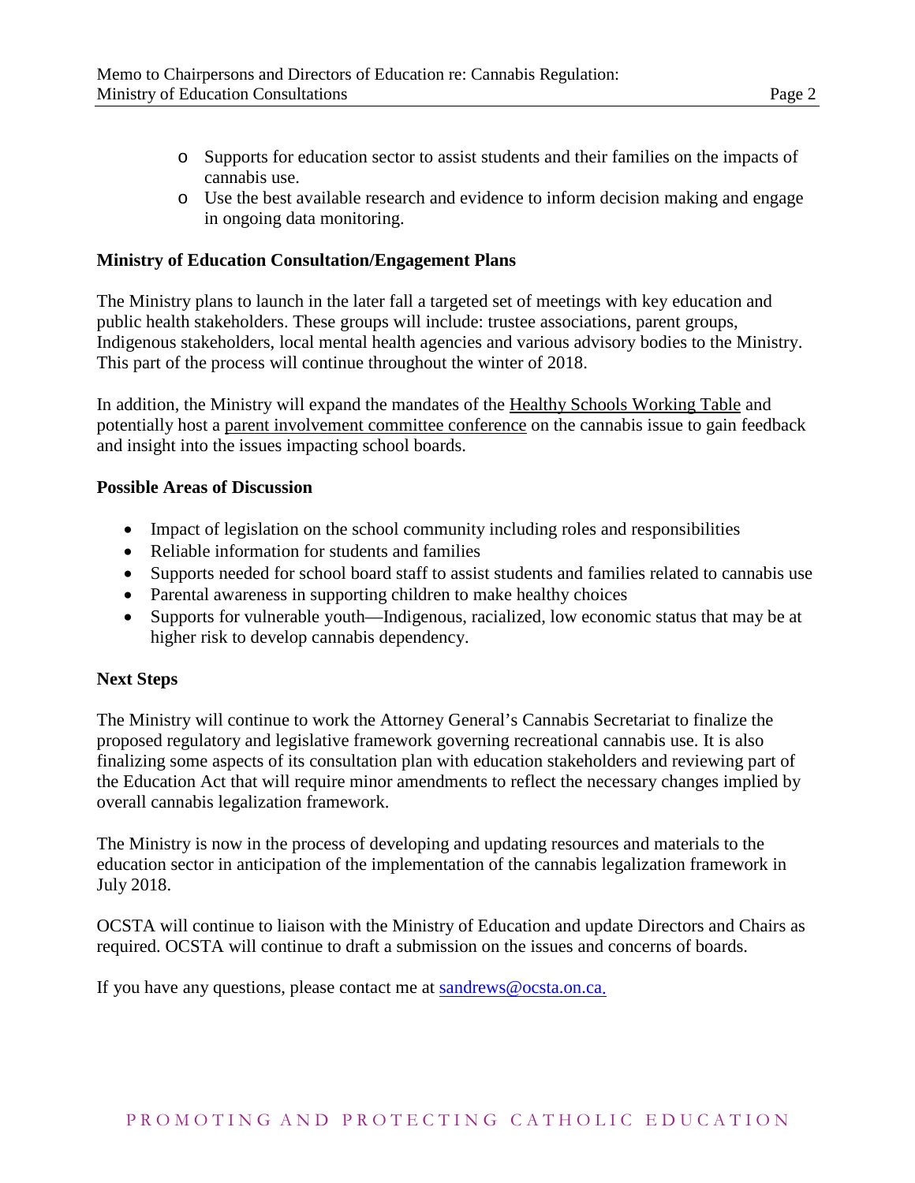- Supports for education sector to assist students and their families on the impacts of cannabis use.
- Use the best available research and evidence to inform decision making and engage in ongoing data monitoring.

**Ministry of Education Consultation/Engagement Plans**

The Ministry plans to launch in the later fall a targeted set of meetings with key education and public health stakeholders. These groups will include: trustee associations, parent groups, Indigenous stakeholders, local mental health agencies and various advisory bodies to the Ministry. This part of the process will continue throughout the winter of 2018.

In addition, the Ministry will expand the mandates of the Healthy Schools Working Table and potentially host a parent involvement committee conference on the cannabis issue to gain feedback and insight into the issues impacting school boards.

**Possible Areas of Discussion**

- Impact of legislation on the school community including roles and responsibilities
- Reliable information for students and families
- Supports needed for school board staff to assist students and families related to cannabis use
- Parental awareness in supporting children to make healthy choices
- Supports for vulnerable youth—Indigenous, racialized, low economic status that may be at higher risk to develop cannabis dependency.

**Next Steps**

The Ministry will continue to work the Attorney General's Cannabis Secretariat to finalize the proposed regulatory and legislative framework governing recreational cannabis use. It is also finalizing some aspects of its consultation plan with education stakeholders and reviewing part of the Education Act that will require minor amendments to reflect the necessary changes implied by overall cannabis legalization framework.

The Ministry is now in the process of developing and updating resources and materials to the education sector in anticipation of the implementation of the cannabis legalization framework in July 2018.

OCSTA will continue to liaison with the Ministry of Education and update Directors and Chairs as required. OCSTA will continue to draft a submission on the issues and concerns of boards.

If you have any questions, please contact me at sandrews@ocsta.on.ca.

PROMOTING AND PROTECTING CATHOLIC EDUCATION